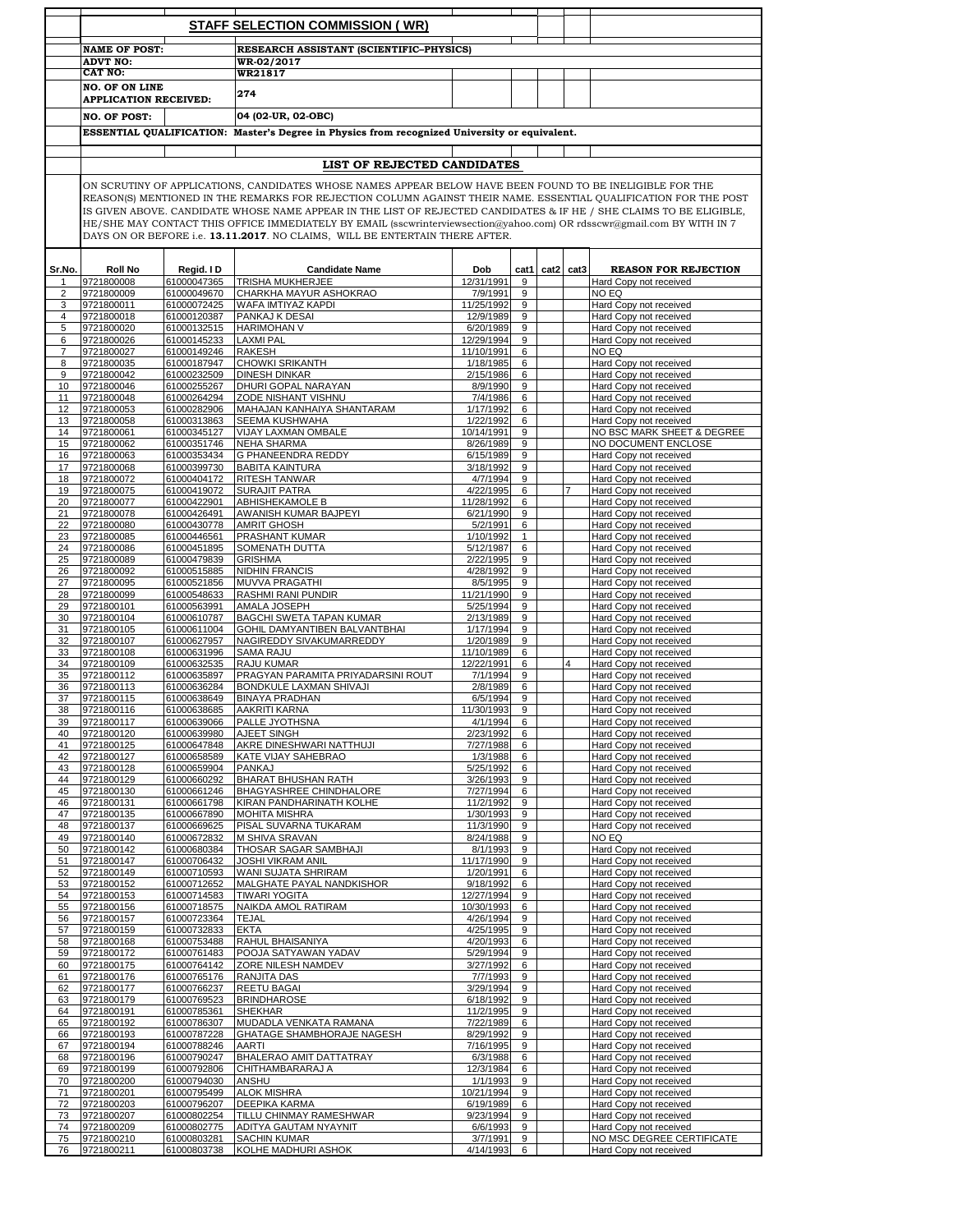# STAFF SELECTION COMMISSION ( WR)

| | |
|---|---|
| **NAME OF POST:** | **RESEARCH ASSISTANT (SCIENTIFIC–PHYSICS)** |
| **ADVT NO:** | **WR-02/2017** |
| **CAT NO:** | **WR21817** |
| **NO. OF ON LINE APPLICATION RECEIVED:** | **274** |
| **NO. OF POST:** | **04 (02-UR, 02-OBC)** |

**ESSENTIAL QUALIFICATION: Master's Degree in Physics from recognized University or equivalent.**

## LIST OF REJECTED CANDIDATES

ON SCRUTINY OF APPLICATIONS, CANDIDATES WHOSE NAMES APPEAR BELOW HAVE BEEN FOUND TO BE INELIGIBLE FOR THE REASON(S) MENTIONED IN THE REMARKS FOR REJECTION COLUMN AGAINST THEIR NAME. ESSENTIAL QUALIFICATION FOR THE POST IS GIVEN ABOVE. CANDIDATE WHOSE NAME APPEAR IN THE LIST OF REJECTED CANDIDATES & IF HE / SHE CLAIMS TO BE ELIGIBLE, HE/SHE MAY CONTACT THIS OFFICE IMMEDIATELY BY EMAIL (sscwrinterviewsection@yahoo.com) OR rdsscwr@gmail.com BY WITH IN 7 DAYS ON OR BEFORE i.e. **13.11.2017**. NO CLAIMS, WILL BE ENTERTAIN THERE AFTER.

| Sr.No. | Roll No | Regid. I D | Candidate Name | Dob | cat1 | cat2 | cat3 | REASON FOR REJECTION |
|---|---|---|---|---|---|---|---|---|
| 1 | 9721800008 | 61000047365 | TRISHA MUKHERJEE | 12/31/1991 | 9 | | | Hard Copy not received |
| 2 | 9721800009 | 61000049670 | CHARKHA MAYUR ASHOKRAO | 7/9/1991 | 9 | | | NO EQ |
| 3 | 9721800011 | 61000072425 | WAFA IMTIYAZ KAPDI | 11/25/1992 | 9 | | | Hard Copy not received |
| 4 | 9721800018 | 61000120387 | PANKAJ K DESAI | 12/9/1989 | 9 | | | Hard Copy not received |
| 5 | 9721800020 | 61000132515 | HARIMOHAN V | 6/20/1989 | 9 | | | Hard Copy not received |
| 6 | 9721800026 | 61000145233 | LAXMI PAL | 12/29/1994 | 9 | | | Hard Copy not received |
| 7 | 9721800027 | 61000149246 | RAKESH | 11/10/1991 | 6 | | | NO EQ |
| 8 | 9721800035 | 61000187947 | CHOWKI SRIKANTH | 1/18/1985 | 6 | | | Hard Copy not received |
| 9 | 9721800042 | 61000232509 | DINESH DINKAR | 2/15/1986 | 6 | | | Hard Copy not received |
| 10 | 9721800046 | 61000255267 | DHURI GOPAL NARAYAN | 8/9/1990 | 9 | | | Hard Copy not received |
| 11 | 9721800048 | 61000264294 | ZODE NISHANT VISHNU | 7/4/1986 | 6 | | | Hard Copy not received |
| 12 | 9721800053 | 61000282906 | MAHAJAN KANHAIYA SHANTARAM | 1/17/1992 | 6 | | | Hard Copy not received |
| 13 | 9721800058 | 61000313863 | SEEMA KUSHWAHA | 1/22/1992 | 6 | | | Hard Copy not received |
| 14 | 9721800061 | 61000345127 | VIJAY LAXMAN OMBALE | 10/14/1991 | 9 | | | NO BSC MARK SHEET & DEGREE |
| 15 | 9721800062 | 61000351746 | NEHA SHARMA | 8/26/1989 | 9 | | | NO DOCUMENT ENCLOSE |
| 16 | 9721800063 | 61000353434 | G PHANEENDRA REDDY | 6/15/1989 | 9 | | | Hard Copy not received |
| 17 | 9721800068 | 61000399730 | BABITA KAINTURA | 3/18/1992 | 9 | | | Hard Copy not received |
| 18 | 9721800072 | 61000404172 | RITESH TANWAR | 4/7/1994 | 9 | | | Hard Copy not received |
| 19 | 9721800075 | 61000419072 | SURAJIT PATRA | 4/22/1995 | 6 | | 7 | Hard Copy not received |
| 20 | 9721800077 | 61000422901 | ABHISHEKAMOLE B | 11/28/1992 | 6 | | | Hard Copy not received |
| 21 | 9721800078 | 61000426491 | AWANISH KUMAR BAJPEYI | 6/21/1990 | 9 | | | Hard Copy not received |
| 22 | 9721800080 | 61000430778 | AMRIT GHOSH | 5/2/1991 | 6 | | | Hard Copy not received |
| 23 | 9721800085 | 61000446561 | PRASHANT KUMAR | 1/10/1992 | 1 | | | Hard Copy not received |
| 24 | 9721800086 | 61000451895 | SOMENATH DUTTA | 5/12/1987 | 6 | | | Hard Copy not received |
| 25 | 9721800089 | 61000479839 | GRISHMA | 2/22/1995 | 9 | | | Hard Copy not received |
| 26 | 9721800092 | 61000515885 | NIDHIN FRANCIS | 4/28/1992 | 9 | | | Hard Copy not received |
| 27 | 9721800095 | 61000521856 | MUVVA PRAGATHI | 8/5/1995 | 9 | | | Hard Copy not received |
| 28 | 9721800099 | 61000548633 | RASHMI RANI PUNDIR | 11/21/1990 | 9 | | | Hard Copy not received |
| 29 | 9721800101 | 61000563991 | AMALA JOSEPH | 5/25/1994 | 9 | | | Hard Copy not received |
| 30 | 9721800104 | 61000610787 | BAGCHI SWETA TAPAN KUMAR | 2/13/1989 | 9 | | | Hard Copy not received |
| 31 | 9721800105 | 61000611004 | GOHIL DAMYANTIBEN BALVANTBHAI | 1/17/1994 | 9 | | | Hard Copy not received |
| 32 | 9721800107 | 61000627957 | NAGIREDDY SIVAKUMARREDDY | 1/20/1989 | 9 | | | Hard Copy not received |
| 33 | 9721800108 | 61000631996 | SAMA RAJU | 11/10/1989 | 6 | | | Hard Copy not received |
| 34 | 9721800109 | 61000632535 | RAJU KUMAR | 12/22/1991 | 6 | | 4 | Hard Copy not received |
| 35 | 9721800112 | 61000635897 | PRAGYAN PARAMITA PRIYADARSINI ROUT | 7/1/1994 | 9 | | | Hard Copy not received |
| 36 | 9721800113 | 61000636284 | BONDKULE LAXMAN SHIVAJI | 2/8/1989 | 6 | | | Hard Copy not received |
| 37 | 9721800115 | 61000638649 | BINAYA PRADHAN | 6/5/1994 | 9 | | | Hard Copy not received |
| 38 | 9721800116 | 61000638685 | AAKRITI KARNA | 11/30/1993 | 9 | | | Hard Copy not received |
| 39 | 9721800117 | 61000639066 | PALLE JYOTHSNA | 4/1/1994 | 6 | | | Hard Copy not received |
| 40 | 9721800120 | 61000639980 | AJEET SINGH | 2/23/1992 | 6 | | | Hard Copy not received |
| 41 | 9721800125 | 61000647848 | AKRE DINESHWARI NATTHUJI | 7/27/1988 | 6 | | | Hard Copy not received |
| 42 | 9721800127 | 61000658589 | KATE VIJAY SAHEBRAO | 1/3/1988 | 6 | | | Hard Copy not received |
| 43 | 9721800128 | 61000659904 | PANKAJ | 5/25/1992 | 6 | | | Hard Copy not received |
| 44 | 9721800129 | 61000660292 | BHARAT BHUSHAN RATH | 3/26/1993 | 9 | | | Hard Copy not received |
| 45 | 9721800130 | 61000661246 | BHAGYASHREE CHINDHALORE | 7/27/1994 | 6 | | | Hard Copy not received |
| 46 | 9721800131 | 61000661798 | KIRAN PANDHARINATH KOLHE | 11/2/1992 | 9 | | | Hard Copy not received |
| 47 | 9721800135 | 61000667890 | MOHITA MISHRA | 1/30/1993 | 9 | | | Hard Copy not received |
| 48 | 9721800137 | 61000669625 | PISAL SUVARNA TUKARAM | 11/3/1990 | 9 | | | Hard Copy not received |
| 49 | 9721800140 | 61000672832 | M SHIVA SRAVAN | 8/24/1988 | 9 | | | NO EQ |
| 50 | 9721800142 | 61000680384 | THOSAR SAGAR SAMBHAJI | 8/1/1993 | 9 | | | Hard Copy not received |
| 51 | 9721800147 | 61000706432 | JOSHI VIKRAM ANIL | 11/17/1990 | 9 | | | Hard Copy not received |
| 52 | 9721800149 | 61000710593 | WANI SUJATA SHRIRAM | 1/20/1991 | 6 | | | Hard Copy not received |
| 53 | 9721800152 | 61000712652 | MALGHATE PAYAL NANDKISHOR | 9/18/1992 | 6 | | | Hard Copy not received |
| 54 | 9721800153 | 61000714583 | TIWARI YOGITA | 12/27/1994 | 9 | | | Hard Copy not received |
| 55 | 9721800156 | 61000718575 | NAIKDA AMOL RATIRAM | 10/30/1993 | 6 | | | Hard Copy not received |
| 56 | 9721800157 | 61000723364 | TEJAL | 4/26/1994 | 9 | | | Hard Copy not received |
| 57 | 9721800159 | 61000732833 | EKTA | 4/25/1995 | 9 | | | Hard Copy not received |
| 58 | 9721800168 | 61000753488 | RAHUL BHAISANIYA | 4/20/1993 | 6 | | | Hard Copy not received |
| 59 | 9721800172 | 61000761483 | POOJA SATYAWAN YADAV | 5/29/1994 | 9 | | | Hard Copy not received |
| 60 | 9721800175 | 61000764142 | ZORE NILESH NAMDEV | 3/27/1992 | 6 | | | Hard Copy not received |
| 61 | 9721800176 | 61000765176 | RANJITA DAS | 7/7/1993 | 9 | | | Hard Copy not received |
| 62 | 9721800177 | 61000766237 | REETU BAGAI | 3/29/1994 | 9 | | | Hard Copy not received |
| 63 | 9721800179 | 61000769523 | BRINDHAROSE | 6/18/1992 | 9 | | | Hard Copy not received |
| 64 | 9721800191 | 61000785361 | SHEKHAR | 11/2/1995 | 9 | | | Hard Copy not received |
| 65 | 9721800192 | 61000786307 | MUDADLA VENKATA RAMANA | 7/22/1989 | 6 | | | Hard Copy not received |
| 66 | 9721800193 | 61000787228 | GHATAGE SHAMBHORAJE NAGESH | 8/29/1992 | 9 | | | Hard Copy not received |
| 67 | 9721800194 | 61000788246 | AARTI | 7/16/1995 | 9 | | | Hard Copy not received |
| 68 | 9721800196 | 61000790247 | BHALERAO AMIT DATTATRAY | 6/3/1988 | 6 | | | Hard Copy not received |
| 69 | 9721800199 | 61000792806 | CHITHAMBARARAJ A | 12/3/1984 | 6 | | | Hard Copy not received |
| 70 | 9721800200 | 61000794030 | ANSHU | 1/1/1993 | 9 | | | Hard Copy not received |
| 71 | 9721800201 | 61000795499 | ALOK MISHRA | 10/21/1994 | 9 | | | Hard Copy not received |
| 72 | 9721800203 | 61000796207 | DEEPIKA KARMA | 6/19/1989 | 6 | | | Hard Copy not received |
| 73 | 9721800207 | 61000802254 | TILLU CHINMAY RAMESHWAR | 9/23/1994 | 9 | | | Hard Copy not received |
| 74 | 9721800209 | 61000802775 | ADITYA GAUTAM NYAYNIT | 6/6/1993 | 9 | | | Hard Copy not received |
| 75 | 9721800210 | 61000803281 | SACHIN KUMAR | 3/7/1991 | 9 | | | NO MSC DEGREE CERTIFICATE |
| 76 | 9721800211 | 61000803738 | KOLHE MADHURI ASHOK | 4/14/1993 | 6 | | | Hard Copy not received |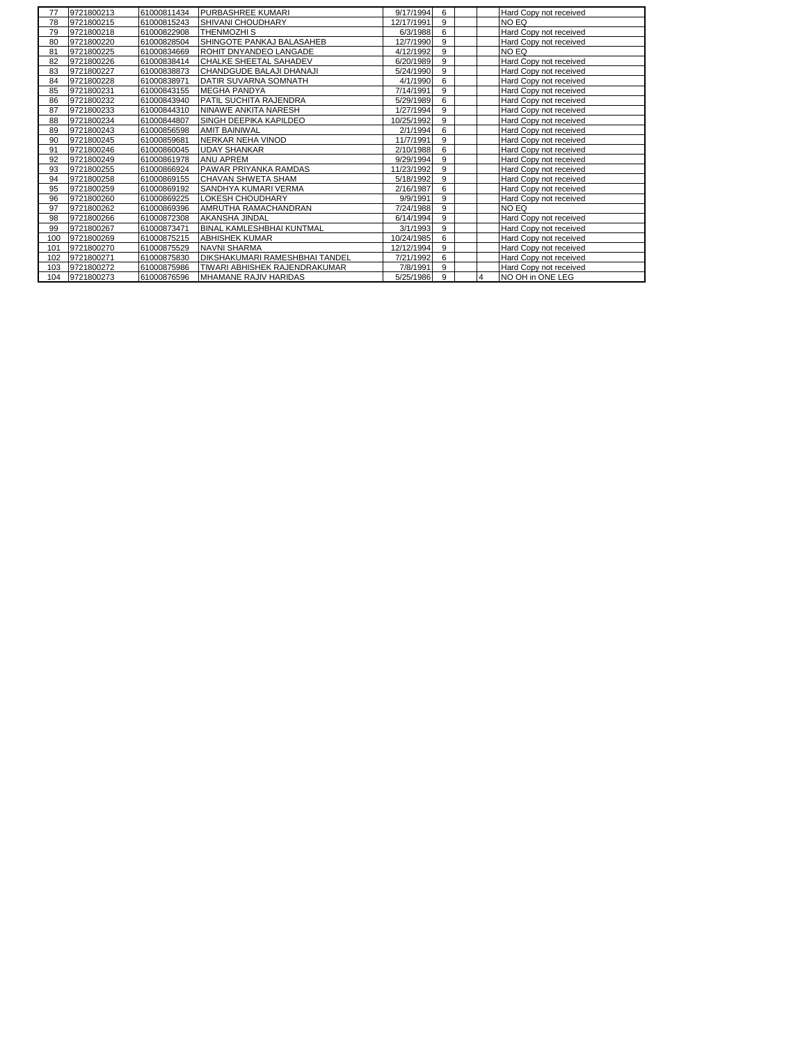| | | | | | | | | |
|---|---|---|---|---|---|---|---|---|
| 77 | 9721800213 | 61000811434 | PURBASHREE KUMARI | 9/17/1994 | 6 | | | Hard Copy not received |
| 78 | 9721800215 | 61000815243 | SHIVANI CHOUDHARY | 12/17/1991 | 9 | | | NO EQ |
| 79 | 9721800218 | 61000822908 | THENMOZHI S | 6/3/1988 | 6 | | | Hard Copy not received |
| 80 | 9721800220 | 61000828504 | SHINGOTE PANKAJ BALASAHEB | 12/7/1990 | 9 | | | Hard Copy not received |
| 81 | 9721800225 | 61000834669 | ROHIT DNYANDEO LANGADE | 4/12/1992 | 9 | | | NO EQ |
| 82 | 9721800226 | 61000838414 | CHALKE SHEETAL SAHADEV | 6/20/1989 | 9 | | | Hard Copy not received |
| 83 | 9721800227 | 61000838873 | CHANDGUDE BALAJI DHANAJI | 5/24/1990 | 9 | | | Hard Copy not received |
| 84 | 9721800228 | 61000838971 | DATIR SUVARNA SOMNATH | 4/1/1990 | 6 | | | Hard Copy not received |
| 85 | 9721800231 | 61000843155 | MEGHA PANDYA | 7/14/1991 | 9 | | | Hard Copy not received |
| 86 | 9721800232 | 61000843940 | PATIL SUCHITA RAJENDRA | 5/29/1989 | 6 | | | Hard Copy not received |
| 87 | 9721800233 | 61000844310 | NINAWE ANKITA NARESH | 1/27/1994 | 9 | | | Hard Copy not received |
| 88 | 9721800234 | 61000844807 | SINGH DEEPIKA KAPILDEO | 10/25/1992 | 9 | | | Hard Copy not received |
| 89 | 9721800243 | 61000856598 | AMIT BAINIWAL | 2/1/1994 | 6 | | | Hard Copy not received |
| 90 | 9721800245 | 61000859681 | NERKAR NEHA VINOD | 11/7/1991 | 9 | | | Hard Copy not received |
| 91 | 9721800246 | 61000860045 | UDAY SHANKAR | 2/10/1988 | 6 | | | Hard Copy not received |
| 92 | 9721800249 | 61000861978 | ANU APREM | 9/29/1994 | 9 | | | Hard Copy not received |
| 93 | 9721800255 | 61000866924 | PAWAR PRIYANKA RAMDAS | 11/23/1992 | 9 | | | Hard Copy not received |
| 94 | 9721800258 | 61000869155 | CHAVAN SHWETA SHAM | 5/18/1992 | 9 | | | Hard Copy not received |
| 95 | 9721800259 | 61000869192 | SANDHYA KUMARI VERMA | 2/16/1987 | 6 | | | Hard Copy not received |
| 96 | 9721800260 | 61000869225 | LOKESH CHOUDHARY | 9/9/1991 | 9 | | | Hard Copy not received |
| 97 | 9721800262 | 61000869396 | AMRUTHA RAMACHANDRAN | 7/24/1988 | 9 | | | NO EQ |
| 98 | 9721800266 | 61000872308 | AKANSHA JINDAL | 6/14/1994 | 9 | | | Hard Copy not received |
| 99 | 9721800267 | 61000873471 | BINAL KAMLESHBHAI KUNTMAL | 3/1/1993 | 9 | | | Hard Copy not received |
| 100 | 9721800269 | 61000875215 | ABHISHEK KUMAR | 10/24/1985 | 6 | | | Hard Copy not received |
| 101 | 9721800270 | 61000875529 | NAVNI SHARMA | 12/12/1994 | 9 | | | Hard Copy not received |
| 102 | 9721800271 | 61000875830 | DIKSHAKUMARI RAMESHBHAI TANDEL | 7/21/1992 | 6 | | | Hard Copy not received |
| 103 | 9721800272 | 61000875986 | TIWARI ABHISHEK RAJENDRAKUMAR | 7/8/1991 | 9 | | | Hard Copy not received |
| 104 | 9721800273 | 61000876596 | MHAMANE RAJIV HARIDAS | 5/25/1986 | 9 | | 4 | NO OH in ONE LEG |